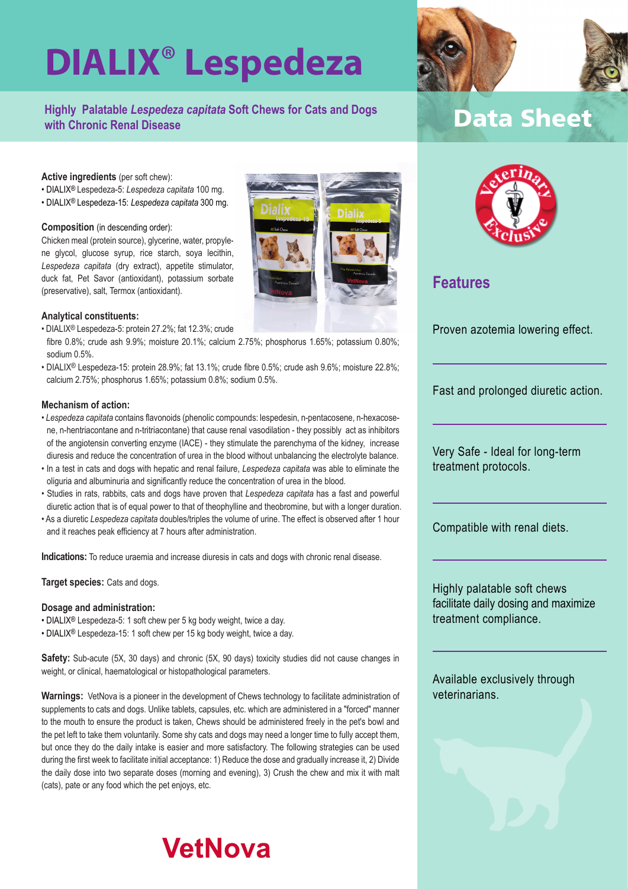# DIALIX® Lespedeza

**Highly Palatable *Lespedeza capitata* Soft Chews for Cats and Dogs with Chronic Renal Disease**

## Data Sheet

**Active ingredients** (per soft chew):

- DIALIX® Lespedeza-5: *Lespedeza capitata* 100 mg.
- DIALIX® Lespedeza-15: *Lespedeza capitata* 300 mg.

**Composition** (in descending order):

Chicken meal (protein source), glycerine, water, propylene glycol, glucose syrup, rice starch, soya lecithin, *Lespedeza capitata* (dry extract), appetite stimulator, duck fat, Pet Savor (antioxidant), potassium sorbate (preservative), salt, Termox (antioxidant).

**Analytical constituents:**

- DIALIX® Lespedeza-5: protein 27.2%; fat 12.3%; crude fibre 0.8%; crude ash 9.9%; moisture 20.1%; calcium 2.75%; phosphorus 1.65%; potassium 0.80%; sodium 0.5%.
- DIALIX® Lespedeza-15: protein 28.9%; fat 13.1%; crude fibre 0.5%; crude ash 9.6%; moisture 22.8%; calcium 2.75%; phosphorus 1.65%; potassium 0.8%; sodium 0.5%.

**Mechanism of action:**

- *Lespedeza capitata* contains flavonoids (phenolic compounds: lespedesin, n-pentacosene, n-hexacosene, n-hentriacontane and n-tritriacontane) that cause renal vasodilation - they possibly act as inhibitors of the angiotensin converting enzyme (IACE) - they stimulate the parenchyma of the kidney, increase diuresis and reduce the concentration of urea in the blood without unbalancing the electrolyte balance.
- In a test in cats and dogs with hepatic and renal failure, *Lespedeza capitata* was able to eliminate the oliguria and albuminuria and significantly reduce the concentration of urea in the blood.
- Studies in rats, rabbits, cats and dogs have proven that *Lespedeza capitata* has a fast and powerful diuretic action that is of equal power to that of theophylline and theobromine, but with a longer duration.
- As a diuretic *Lespedeza capitata* doubles/triples the volume of urine. The effect is observed after 1 hour and it reaches peak efficiency at 7 hours after administration.

**Indications:** To reduce uraemia and increase diuresis in cats and dogs with chronic renal disease.

**Target species:** Cats and dogs.

**Dosage and administration:**

- DIALIX® Lespedeza-5: 1 soft chew per 5 kg body weight, twice a day.
- DIALIX® Lespedeza-15: 1 soft chew per 15 kg body weight, twice a day.

**Safety:** Sub-acute (5X, 30 days) and chronic (5X, 90 days) toxicity studies did not cause changes in weight, or clinical, haematological or histopathological parameters.

**Warnings:** VetNova is a pioneer in the development of Chews technology to facilitate administration of supplements to cats and dogs. Unlike tablets, capsules, etc. which are administered in a "forced" manner to the mouth to ensure the product is taken, Chews should be administered freely in the pet's bowl and the pet left to take them voluntarily. Some shy cats and dogs may need a longer time to fully accept them, but once they do the daily intake is easier and more satisfactory. The following strategies can be used during the first week to facilitate initial acceptance: 1) Reduce the dose and gradually increase it, 2) Divide the daily dose into two separate doses (morning and evening), 3) Crush the chew and mix it with malt (cats), pate or any food which the pet enjoys, etc.

VetNova

## Features

Veterinary Exclusive

Proven azotemia lowering effect.

Fast and prolonged diuretic action.

Very Safe - Ideal for long-term treatment protocols.

Compatible with renal diets.

Highly palatable soft chews facilitate daily dosing and maximize treatment compliance.

Available exclusively through veterinarians.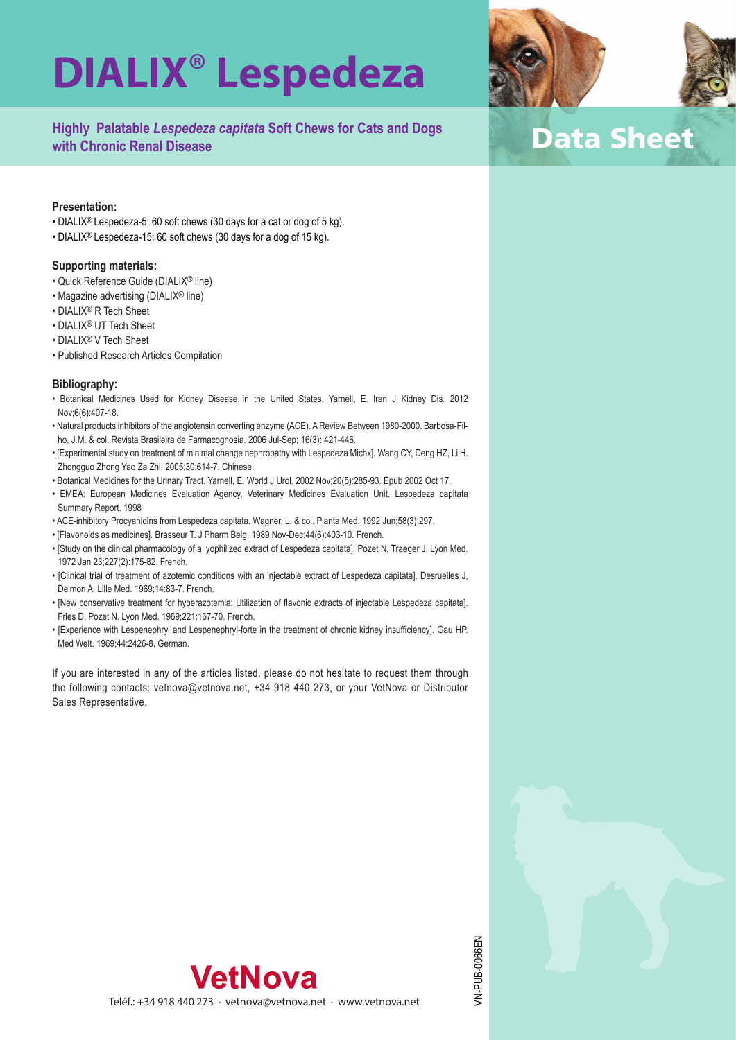# DIALIX® Lespedeza

## Highly Palatable *Lespedeza capitata* Soft Chews for Cats and Dogs with Chronic Renal Disease

Data Sheet

**Presentation:**

- DIALIX® Lespedeza-5: 60 soft chews (30 days for a cat or dog of 5 kg).
- DIALIX® Lespedeza-15: 60 soft chews (30 days for a dog of 15 kg).

**Supporting materials:**

- Quick Reference Guide (DIALIX® line)
- Magazine advertising (DIALIX® line)
- DIALIX® R Tech Sheet
- DIALIX® UT Tech Sheet
- DIALIX® V Tech Sheet
- Published Research Articles Compilation

**Bibliography:**

- Botanical Medicines Used for Kidney Disease in the United States. Yarnell, E. Iran J Kidney Dis. 2012 Nov;6(6):407-18.
- Natural products inhibitors of the angiotensin converting enzyme (ACE). A Review Between 1980-2000. Barbosa-Filho, J.M. & col. Revista Brasileira de Farmacognosia. 2006 Jul-Sep; 16(3): 421-446.
- [Experimental study on treatment of minimal change nephropathy with Lespedeza Michx]. Wang CY, Deng HZ, Li H. Zhongguo Zhong Yao Za Zhi. 2005;30:614-7. Chinese.
- Botanical Medicines for the Urinary Tract. Yarnell, E. World J Urol. 2002 Nov;20(5):285-93. Epub 2002 Oct 17.
- EMEA: European Medicines Evaluation Agency, Veterinary Medicines Evaluation Unit. Lespedeza capitata Summary Report. 1998
- ACE-inhibitory Procyanidins from Lespedeza capitata. Wagner, L. & col. Planta Med. 1992 Jun;58(3):297.
- [Flavonoids as medicines]. Brasseur T. J Pharm Belg. 1989 Nov-Dec;44(6):403-10. French.
- [Study on the clinical pharmacology of a lyophilized extract of Lespedeza capitata]. Pozet N, Traeger J. Lyon Med. 1972 Jan 23;227(2):175-82. French.
- [Clinical trial of treatment of azotemic conditions with an injectable extract of Lespedeza capitata]. Desruelles J, Delmon A. Lille Med. 1969;14:83-7. French.
- [New conservative treatment for hyperazotemia: Utilization of flavonic extracts of injectable Lespedeza capitata]. Fries D, Pozet N. Lyon Med. 1969;221:167-70. French.
- [Experience with Lespenephryl and Lespenephryl-forte in the treatment of chronic kidney insufficiency]. Gau HP. Med Welt. 1969;44:2426-8. German.

If you are interested in any of the articles listed, please do not hesitate to request them through the following contacts: vetnova@vetnova.net, +34 918 440 273, or your VetNova or Distributor Sales Representative.

VetNova

Teléf.: +34 918 440 273 · vetnova@vetnova.net · www.vetnova.net

VN-PUB-0066EN